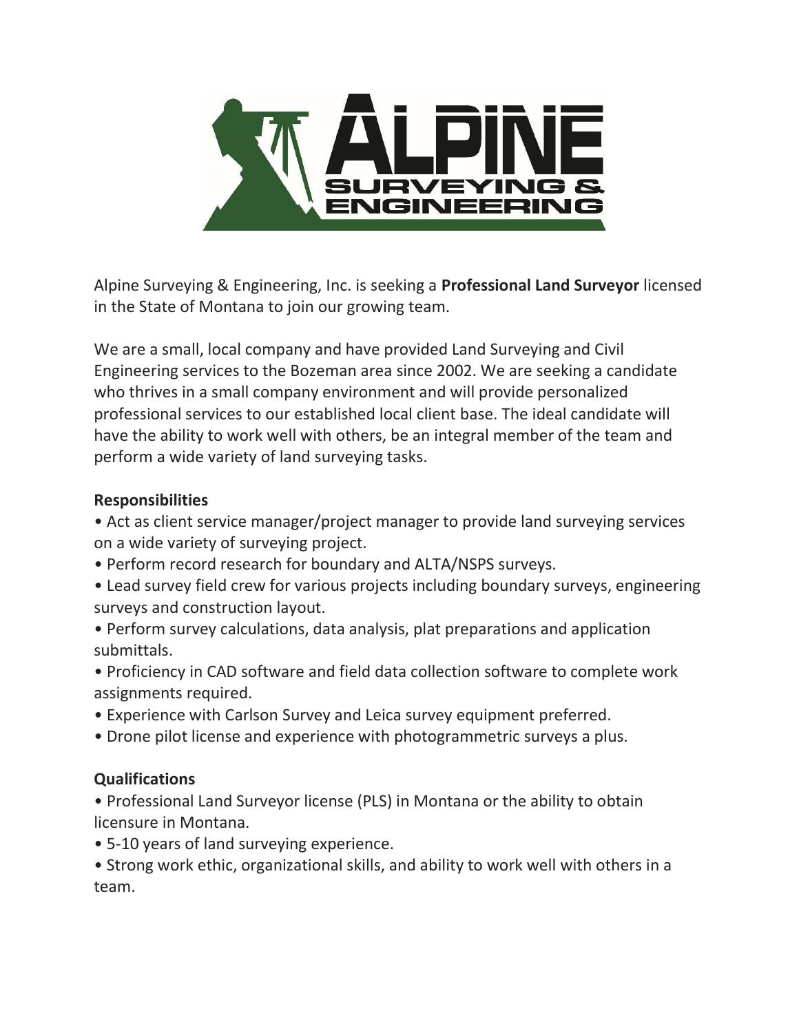Alpine Surveying & Engineering, Inc. is seeking a **Professional Land Surveyor** licensed in the State of Montana to join our growing team.

We are a small, local company and have provided Land Surveying and Civil Engineering services to the Bozeman area since 2002. We are seeking a candidate who thrives in a small company environment and will provide personalized professional services to our established local client base. The ideal candidate will have the ability to work well with others, be an integral member of the team and perform a wide variety of land surveying tasks.

**Responsibilities**

- Act as client service manager/project manager to provide land surveying services on a wide variety of surveying project.
- Perform record research for boundary and ALTA/NSPS surveys.
- Lead survey field crew for various projects including boundary surveys, engineering surveys and construction layout.
- Perform survey calculations, data analysis, plat preparations and application submittals.
- Proficiency in CAD software and field data collection software to complete work assignments required.
- Experience with Carlson Survey and Leica survey equipment preferred.
- Drone pilot license and experience with photogrammetric surveys a plus.

**Qualifications**

- Professional Land Surveyor license (PLS) in Montana or the ability to obtain licensure in Montana.
- 5-10 years of land surveying experience.
- Strong work ethic, organizational skills, and ability to work well with others in a team.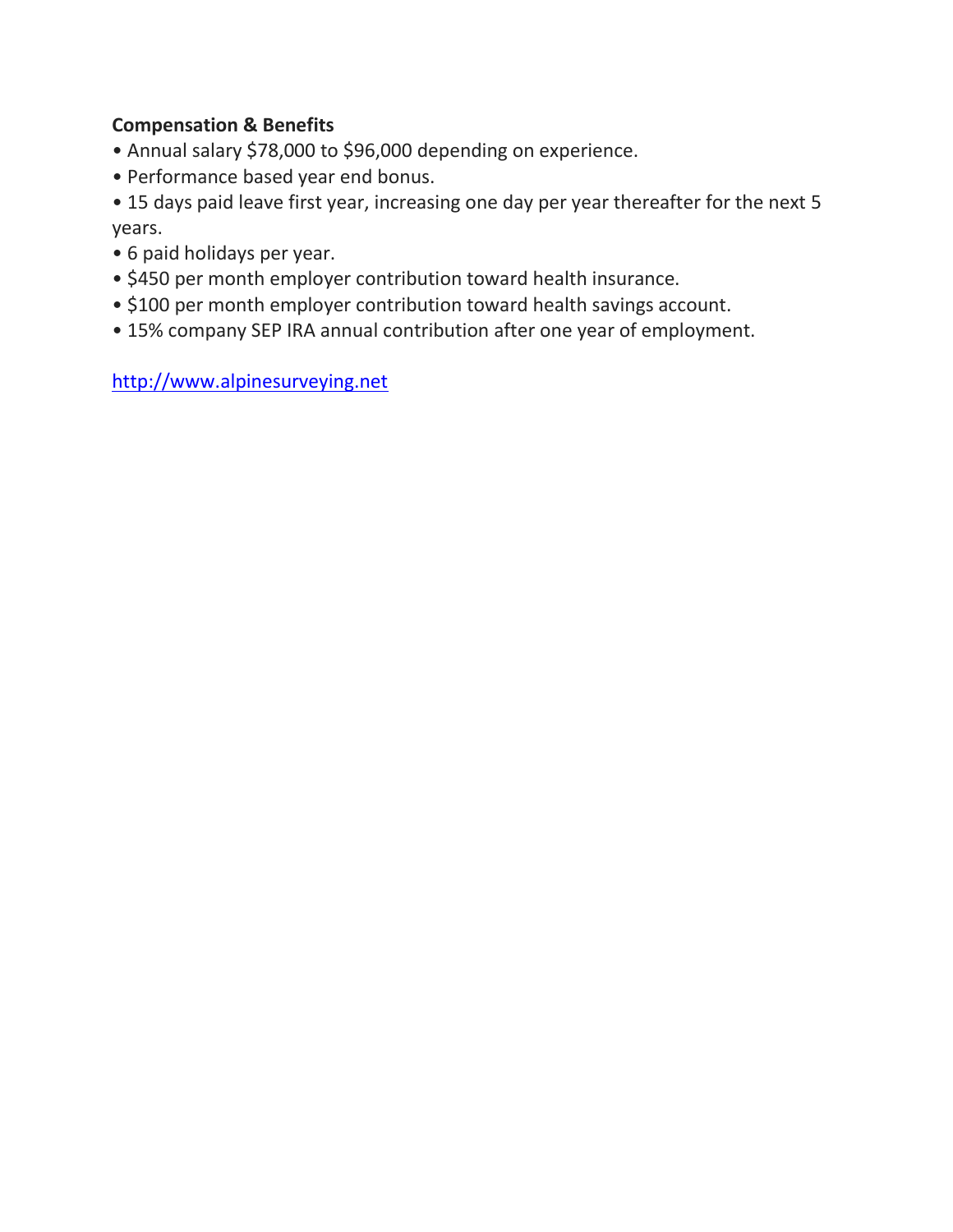**Compensation & Benefits**

- Annual salary $78,000 to $96,000 depending on experience.
- Performance based year end bonus.
- 15 days paid leave first year, increasing one day per year thereafter for the next 5 years.
- 6 paid holidays per year.
- $450 per month employer contribution toward health insurance.
- $100 per month employer contribution toward health savings account.
- 15% company SEP IRA annual contribution after one year of employment.

[http://www.alpinesurveying.net](http://www.alpinesurveying.net)